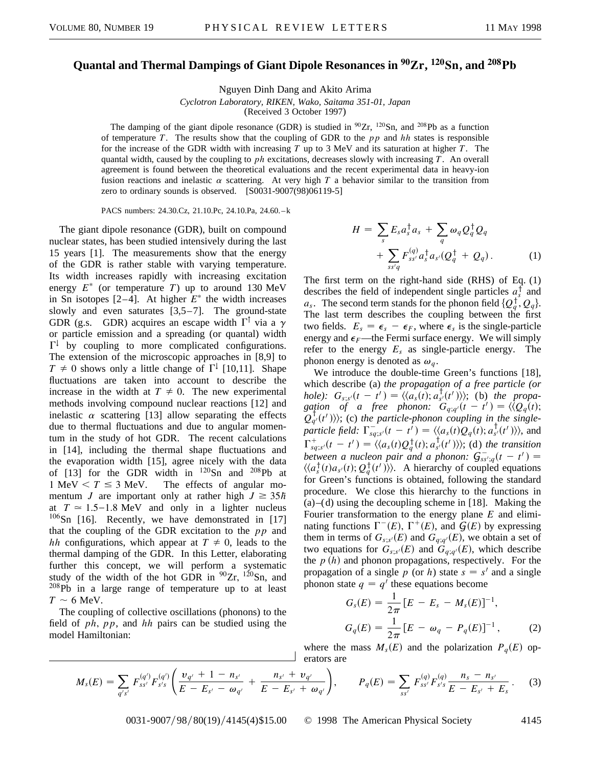# Quantal and Thermal Dampings of Giant Dipole Resonances in $^{90}$Zr, $^{120}$Sn, and $^{208}$Pb

Nguyen Dinh Dang and Akito Arima

*Cyclotron Laboratory, RIKEN, Wako, Saitama 351-01, Japan*

(Received 3 October 1997)

The damping of the giant dipole resonance (GDR) is studied in $^{90}$Zr, $^{120}$Sn, and $^{208}$Pb as a function of temperature $T$. The results show that the coupling of GDR to the $pp$ and $hh$ states is responsible for the increase of the GDR width with increasing $T$ up to 3 MeV and its saturation at higher $T$. The quantal width, caused by the coupling to $ph$ excitations, decreases slowly with increasing $T$. An overall agreement is found between the theoretical evaluations and the recent experimental data in heavy-ion fusion reactions and inelastic $\alpha$ scattering. At very high $T$ a behavior similar to the transition from zero to ordinary sounds is observed. [S0031-9007(98)06119-5]

PACS numbers: 24.30.Cz, 21.10.Pc, 24.10.Pa, 24.60.–k

The giant dipole resonance (GDR), built on compound nuclear states, has been studied intensively during the last 15 years [1]. The measurements show that the energy of the GDR is rather stable with varying temperature. Its width increases rapidly with increasing excitation energy $E^*$ (or temperature $T$) up to around 130 MeV in Sn isotopes [2–4]. At higher $E^*$ the width increases slowly and even saturates [3,5–7]. The ground-state GDR (g.s. GDR) acquires an escape width $\Gamma^\uparrow$ via a $\gamma$ or particle emission and a spreading (or quantal) width $\Gamma^\downarrow$ by coupling to more complicated configurations. The extension of the microscopic approaches in [8,9] to $T \neq 0$ shows only a little change of $\Gamma^\downarrow$ [10,11]. Shape fluctuations are taken into account to describe the increase in the width at $T \neq 0$. The new experimental methods involving compound nuclear reactions [12] and inelastic $\alpha$ scattering [13] allow separating the effects due to thermal fluctuations and due to angular momentum in the study of hot GDR. The recent calculations in [14], including the thermal shape fluctuations and the evaporation width [15], agree nicely with the data of [13] for the GDR width in $^{120}$Sn and $^{208}$Pb at $1\ \text{MeV} < T \leq 3$ MeV. The effects of angular momentum $J$ are important only at rather high $J \geq 35\hbar$ at $T \simeq 1.5$–$1.8$ MeV and only in a lighter nucleus $^{106}$Sn [16]. Recently, we have demonstrated in [17] that the coupling of the GDR excitation to the $pp$ and $hh$ configurations, which appear at $T \neq 0$, leads to the thermal damping of the GDR. In this Letter, elaborating further this concept, we will perform a systematic study of the width of the hot GDR in $^{90}$Zr, $^{120}$Sn, and $^{208}$Pb in a large range of temperature up to at least $T \sim 6$ MeV.

The coupling of collective oscillations (phonons) to the field of $ph$, $pp$, and $hh$ pairs can be studied using the model Hamiltonian:

$$H = \sum_s E_s a_s^\dagger a_s + \sum_q \omega_q Q_q^\dagger Q_q + \sum_{ss'q} F_{ss'}^{(q)} a_s^\dagger a_{s'} (Q_q^\dagger + Q_q) . \quad (1)$$

The first term on the right-hand side (RHS) of Eq. (1) describes the field of independent single particles $a_s^\dagger$ and $a_s$. The second term stands for the phonon field $\{Q_q^\dagger, Q_q\}$. The last term describes the coupling between the first two fields. $E_s = \epsilon_s - \epsilon_F$, where $\epsilon_s$ is the single-particle energy and $\epsilon_F$—the Fermi surface energy. We will simply refer to the energy $E_s$ as single-particle energy. The phonon energy is denoted as $\omega_q$.

We introduce the double-time Green's functions [18], which describe (a) *the propagation of a free particle (or hole):* $G_{s;s'}(t - t') = \langle\langle a_s(t); a_{s'}^\dagger(t')\rangle\rangle$; (b) *the propagation of a free phonon:* $G_{q;q'}(t - t') = \langle\langle Q_q(t); Q_{q'}^\dagger(t')\rangle\rangle$; (c) *the particle-phonon coupling in the single-particle field:* $\Gamma_{sq;s'}^{-}(t - t') = \langle\langle a_s(t) Q_q(t); a_{s'}^\dagger(t')\rangle\rangle$, and $\Gamma_{sq;s'}^{+}(t - t') = \langle\langle a_s(t) Q_q^\dagger(t); a_{s'}^\dagger(t')\rangle\rangle$; (d) *the transition between a nucleon pair and a phonon:* $\mathcal{G}_{ss';q}^{-}(t - t') = \langle\langle a_s^\dagger(t) a_{s'}(t); Q_q^\dagger(t')\rangle\rangle$. A hierarchy of coupled equations for Green's functions is obtained, following the standard procedure. We close this hierarchy to the functions in (a)–(d) using the decoupling scheme in [18]. Making the Fourier transformation to the energy plane $E$ and eliminating functions $\Gamma^-(E)$, $\Gamma^+(E)$, and $\mathcal{G}(E)$ by expressing them in terms of $G_{s;s'}(E)$ and $G_{q;q'}(E)$, we obtain a set of two equations for $G_{s;s'}(E)$ and $G_{q;q'}(E)$, which describe the $p$ ($h$) and phonon propagations, respectively. For the propagation of a single $p$ (or $h$) state $s = s'$ and a single phonon state $q = q'$ these equations become

$$G_s(E) = \frac{1}{2\pi}[E - E_s - M_s(E)]^{-1},$$
$$G_q(E) = \frac{1}{2\pi}[E - \omega_q - P_q(E)]^{-1}, \quad (2)$$

where the mass $M_s(E)$ and the polarization $P_q(E)$ operators are

$$M_s(E) = \sum_{q's'} F_{ss'}^{(q')} F_{s's}^{(q')} \left( \frac{\nu_{q'} + 1 - n_{s'}}{E - E_{s'} - \omega_{q'}} + \frac{n_{s'} + \nu_{q'}}{E - E_{s'} + \omega_{q'}} \right), \qquad P_q(E) = \sum_{ss'} F_{ss'}^{(q)} F_{s's}^{(q)} \frac{n_s - n_{s'}}{E - E_{s'} + E_s} . \quad (3)$$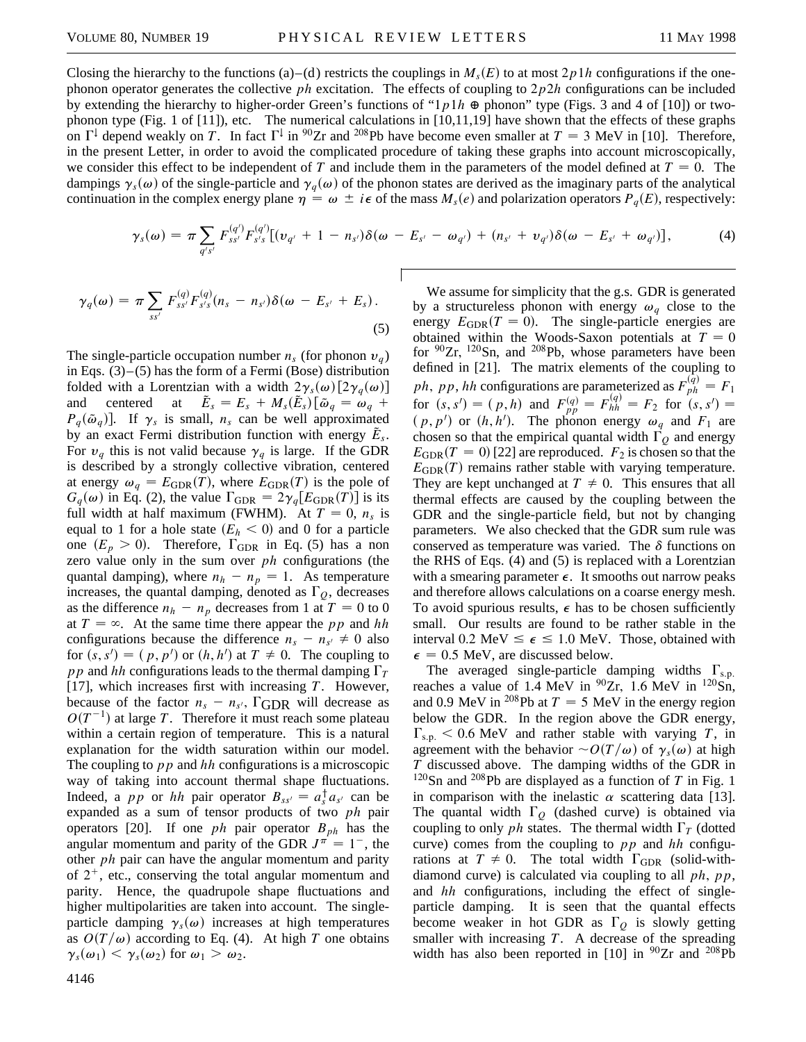Closing the hierarchy to the functions (a)–(d) restricts the couplings in $M_s(E)$ to at most $2p1h$ configurations if the one-phonon operator generates the collective $ph$ excitation. The effects of coupling to $2p2h$ configurations can be included by extending the hierarchy to higher-order Green's functions of "$1p1h \oplus$ phonon" type (Figs. 3 and 4 of [10]) or two-phonon type (Fig. 1 of [11]), etc. The numerical calculations in [10,11,19] have shown that the effects of these graphs on $\Gamma^{\downarrow}$ depend weakly on $T$. In fact $\Gamma^{\downarrow}$ in $^{90}$Zr and $^{208}$Pb have become even smaller at $T = 3$ MeV in [10]. Therefore, in the present Letter, in order to avoid the complicated procedure of taking these graphs into account microscopically, we consider this effect to be independent of $T$ and include them in the parameters of the model defined at $T = 0$. The dampings $\gamma_s(\omega)$ of the single-particle and $\gamma_q(\omega)$ of the phonon states are derived as the imaginary parts of the analytical continuation in the complex energy plane $\eta = \omega \pm i\epsilon$ of the mass $M_s(e)$ and polarization operators $P_q(E)$, respectively:

$$\gamma_s(\omega) = \pi \sum_{q's'} F_{ss'}^{(q')} F_{s's}^{(q')} [(v_{q'} + 1 - n_{s'})\delta(\omega - E_{s'} - \omega_{q'}) + (n_{s'} + v_{q'})\delta(\omega - E_{s'} + \omega_{q'})], \tag{4}$$

$$\gamma_q(\omega) = \pi \sum_{ss'} F_{ss'}^{(q)} F_{s's}^{(q)} (n_s - n_{s'})\delta(\omega - E_{s'} + E_s). \tag{5}$$

The single-particle occupation number $n_s$ (for phonon $v_q$) in Eqs. (3)–(5) has the form of a Fermi (Bose) distribution folded with a Lorentzian with a width $2\gamma_s(\omega)[2\gamma_q(\omega)]$ and centered at $\tilde{E}_s = E_s + M_s(\tilde{E}_s)[\tilde{\omega}_q = \omega_q + P_q(\tilde{\omega}_q)]$. If $\gamma_s$ is small, $n_s$ can be well approximated by an exact Fermi distribution function with energy $\tilde{E}_s$. For $v_q$ this is not valid because $\gamma_q$ is large. If the GDR is described by a strongly collective vibration, centered at energy $\omega_q = E_{\mathrm{GDR}}(T)$, where $E_{\mathrm{GDR}}(T)$ is the pole of $G_q(\omega)$ in Eq. (2), the value $\Gamma_{\mathrm{GDR}} = 2\gamma_q[E_{\mathrm{GDR}}(T)]$ is its full width at half maximum (FWHM). At $T = 0$, $n_s$ is equal to 1 for a hole state ($E_h < 0$) and 0 for a particle one ($E_p > 0$). Therefore, $\Gamma_{\mathrm{GDR}}$ in Eq. (5) has a non zero value only in the sum over $ph$ configurations (the quantal damping), where $n_h - n_p = 1$. As temperature increases, the quantal damping, denoted as $\Gamma_Q$, decreases as the difference $n_h - n_p$ decreases from 1 at $T = 0$ to 0 at $T = \infty$. At the same time there appear the $pp$ and $hh$ configurations because the difference $n_s - n_{s'} \neq 0$ also for $(s, s') = (p, p')$ or $(h, h')$ at $T \neq 0$. The coupling to $pp$ and $hh$ configurations leads to the thermal damping $\Gamma_T$ [17], which increases first with increasing $T$. However, because of the factor $n_s - n_{s'}$, $\Gamma_{\mathrm{GDR}}$ will decrease as $O(T^{-1})$ at large $T$. Therefore it must reach some plateau within a certain region of temperature. This is a natural explanation for the width saturation within our model. The coupling to $pp$ and $hh$ configurations is a microscopic way of taking into account thermal shape fluctuations. Indeed, a $pp$ or $hh$ pair operator $B_{ss'} = a_s^{\dagger} a_{s'}$ can be expanded as a sum of tensor products of two $ph$ pair operators [20]. If one $ph$ pair operator $B_{ph}$ has the angular momentum and parity of the GDR $J^{\pi} = 1^-$, the other $ph$ pair can have the angular momentum and parity of $2^+$, etc., conserving the total angular momentum and parity. Hence, the quadrupole shape fluctuations and higher multipolarities are taken into account. The single-particle damping $\gamma_s(\omega)$ increases at high temperatures as $O(T/\omega)$ according to Eq. (4). At high $T$ one obtains $\gamma_s(\omega_1) < \gamma_s(\omega_2)$ for $\omega_1 > \omega_2$.

We assume for simplicity that the g.s. GDR is generated by a structureless phonon with energy $\omega_q$ close to the energy $E_{\mathrm{GDR}}(T = 0)$. The single-particle energies are obtained within the Woods-Saxon potentials at $T = 0$ for $^{90}$Zr, $^{120}$Sn, and $^{208}$Pb, whose parameters have been defined in [21]. The matrix elements of the coupling to $ph$, $pp$, $hh$ configurations are parameterized as $F_{ph}^{(q)} = F_1$ for $(s, s') = (p, h)$ and $F_{pp}^{(q)} = F_{hh}^{(q)} = F_2$ for $(s, s') = (p, p')$ or $(h, h')$. The phonon energy $\omega_q$ and $F_1$ are chosen so that the empirical quantal width $\Gamma_Q$ and energy $E_{\mathrm{GDR}}(T = 0)$ [22] are reproduced. $F_2$ is chosen so that the $E_{\mathrm{GDR}}(T)$ remains rather stable with varying temperature. They are kept unchanged at $T \neq 0$. This ensures that all thermal effects are caused by the coupling between the GDR and the single-particle field, but not by changing parameters. We also checked that the GDR sum rule was conserved as temperature was varied. The $\delta$ functions on the RHS of Eqs. (4) and (5) is replaced with a Lorentzian with a smearing parameter $\epsilon$. It smooths out narrow peaks and therefore allows calculations on a coarse energy mesh. To avoid spurious results, $\epsilon$ has to be chosen sufficiently small. Our results are found to be rather stable in the interval 0.2 MeV $\leq \epsilon \leq$ 1.0 MeV. Those, obtained with $\epsilon = 0.5$ MeV, are discussed below.

The averaged single-particle damping widths $\Gamma_{\mathrm{s.p.}}$ reaches a value of 1.4 MeV in $^{90}$Zr, 1.6 MeV in $^{120}$Sn, and 0.9 MeV in $^{208}$Pb at $T = 5$ MeV in the energy region below the GDR. In the region above the GDR energy, $\Gamma_{\mathrm{s.p.}} < 0.6$ MeV and rather stable with varying $T$, in agreement with the behavior $\sim O(T/\omega)$ of $\gamma_s(\omega)$ at high $T$ discussed above. The damping widths of the GDR in $^{120}$Sn and $^{208}$Pb are displayed as a function of $T$ in Fig. 1 in comparison with the inelastic $\alpha$ scattering data [13]. The quantal width $\Gamma_Q$ (dashed curve) is obtained via coupling to only $ph$ states. The thermal width $\Gamma_T$ (dotted curve) comes from the coupling to $pp$ and $hh$ configurations at $T \neq 0$. The total width $\Gamma_{\mathrm{GDR}}$ (solid-with-diamond curve) is calculated via coupling to all $ph$, $pp$, and $hh$ configurations, including the effect of single-particle damping. It is seen that the quantal effects become weaker in hot GDR as $\Gamma_Q$ is slowly getting smaller with increasing $T$. A decrease of the spreading width has also been reported in [10] in $^{90}$Zr and $^{208}$Pb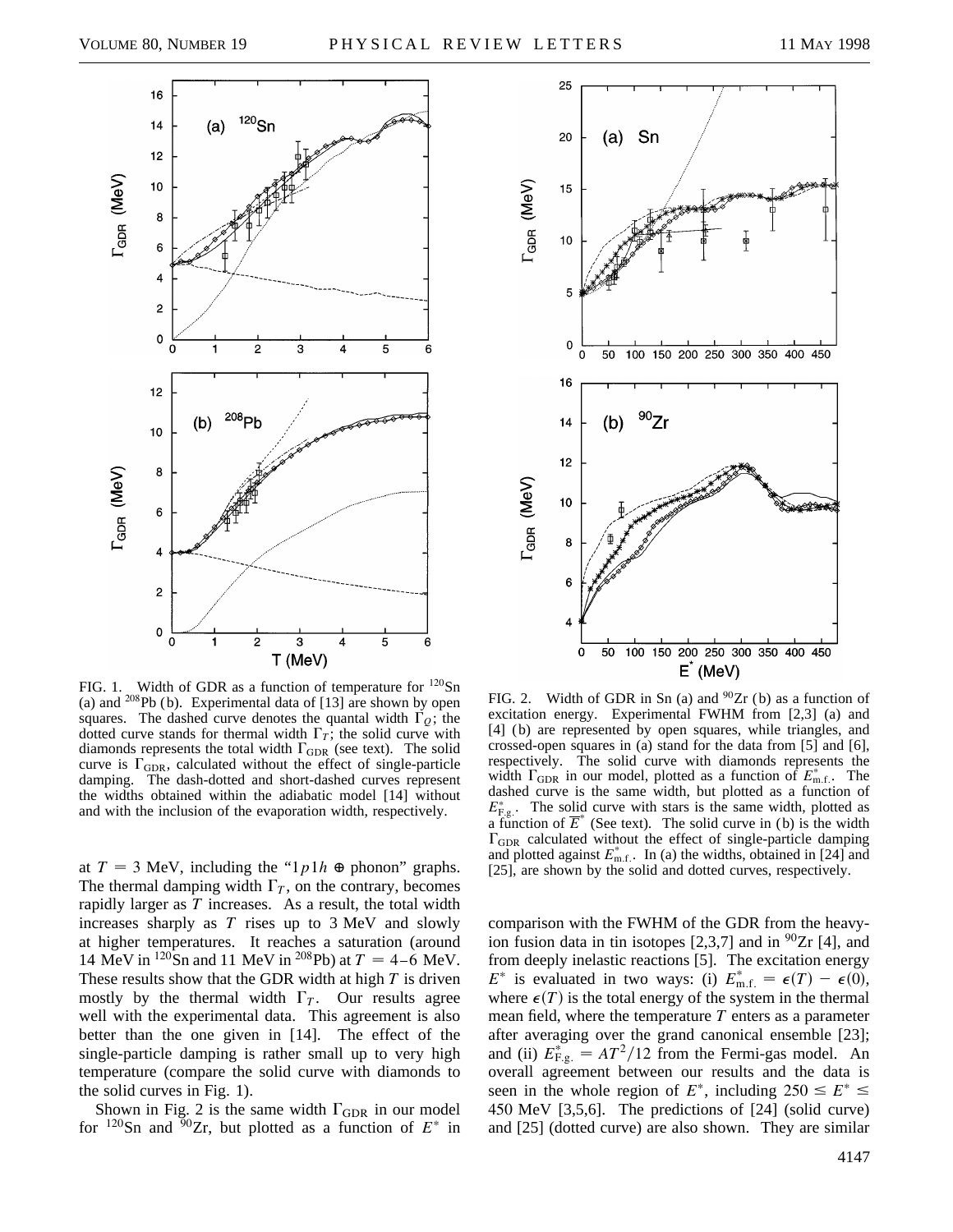FIG. 1. Width of GDR as a function of temperature for $^{120}$Sn (a) and $^{208}$Pb (b). Experimental data of [13] are shown by open squares. The dashed curve denotes the quantal width $\Gamma_Q$; the dotted curve stands for thermal width $\Gamma_T$; the solid curve with diamonds represents the total width $\Gamma_{\rm GDR}$ (see text). The solid curve is $\Gamma_{\rm GDR}$, calculated without the effect of single-particle damping. The dash-dotted and short-dashed curves represent the widths obtained within the adiabatic model [14] without and with the inclusion of the evaporation width, respectively.

FIG. 2. Width of GDR in Sn (a) and $^{90}$Zr (b) as a function of excitation energy. Experimental FWHM from [2,3] (a) and [4] (b) are represented by open squares, while triangles, and crossed-open squares in (a) stand for the data from [5] and [6], respectively. The solid curve with diamonds represents the width $\Gamma_{\rm GDR}$ in our model, plotted as a function of $E^*_{\rm m.f.}$. The dashed curve is the same width, but plotted as a function of $E^*_{\rm F.g.}$. The solid curve with stars is the same width, plotted as a function of $\overline{E}^*$ (See text). The solid curve in (b) is the width $\Gamma_{\rm GDR}$ calculated without the effect of single-particle damping and plotted against $E^*_{\rm m.f.}$. In (a) the widths, obtained in [24] and [25], are shown by the solid and dotted curves, respectively.

at $T = 3$ MeV, including the "$1p1h \oplus$ phonon" graphs. The thermal damping width $\Gamma_T$, on the contrary, becomes rapidly larger as $T$ increases. As a result, the total width increases sharply as $T$ rises up to 3 MeV and slowly at higher temperatures. It reaches a saturation (around 14 MeV in $^{120}$Sn and 11 MeV in $^{208}$Pb) at $T = 4$–$6$ MeV. These results show that the GDR width at high $T$ is driven mostly by the thermal width $\Gamma_T$. Our results agree well with the experimental data. This agreement is also better than the one given in [14]. The effect of the single-particle damping is rather small up to very high temperature (compare the solid curve with diamonds to the solid curves in Fig. 1).

Shown in Fig. 2 is the same width $\Gamma_{\rm GDR}$ in our model for $^{120}$Sn and $^{90}$Zr, but plotted as a function of $E^*$ in comparison with the FWHM of the GDR from the heavy-ion fusion data in tin isotopes [2,3,7] and in $^{90}$Zr [4], and from deeply inelastic reactions [5]. The excitation energy $E^*$ is evaluated in two ways: (i) $E^*_{\rm m.f.} = \epsilon(T) - \epsilon(0)$, where $\epsilon(T)$ is the total energy of the system in the thermal mean field, where the temperature $T$ enters as a parameter after averaging over the grand canonical ensemble [23]; and (ii) $E^*_{\rm F.g.} = AT^2/12$ from the Fermi-gas model. An overall agreement between our results and the data is seen in the whole region of $E^*$, including $250 \leq E^* \leq 450$ MeV [3,5,6]. The predictions of [24] (solid curve) and [25] (dotted curve) are also shown. They are similar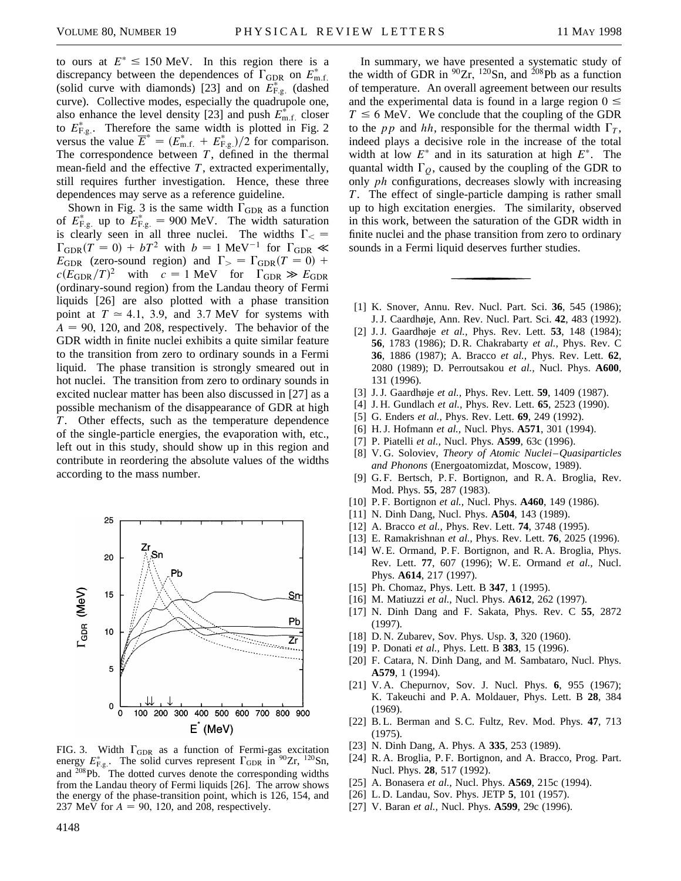to ours at $E^* \leq 150$ MeV. In this region there is a discrepancy between the dependences of $\Gamma_{\rm GDR}$ on $E^*_{\rm m.f.}$ (solid curve with diamonds) [23] and on $E^*_{\rm F.g.}$ (dashed curve). Collective modes, especially the quadrupole one, also enhance the level density [23] and push $E^*_{\rm m.f.}$ closer to $E^*_{\rm F.g.}$. Therefore the same width is plotted in Fig. 2 versus the value $\overline{E}^* = (E^*_{\rm m.f.} + E^*_{\rm F.g.})/2$ for comparison. The correspondence between $T$, defined in the thermal mean-field and the effective $T$, extracted experimentally, still requires further investigation. Hence, these three dependences may serve as a reference guideline.

Shown in Fig. 3 is the same width $\Gamma_{\rm GDR}$ as a function of $E^*_{\rm F.g.}$ up to $E^*_{\rm F.g.} = 900$ MeV. The width saturation is clearly seen in all three nuclei. The widths $\Gamma_< = \Gamma_{\rm GDR}(T = 0) + bT^2$ with $b = 1$ MeV$^{-1}$ for $\Gamma_{\rm GDR} \ll E_{\rm GDR}$ (zero-sound region) and $\Gamma_> = \Gamma_{\rm GDR}(T = 0) + c(E_{\rm GDR}/T)^2$ with $c = 1$ MeV for $\Gamma_{\rm GDR} \gg E_{\rm GDR}$ (ordinary-sound region) from the Landau theory of Fermi liquids [26] are also plotted with a phase transition point at $T \simeq 4.1$, 3.9, and 3.7 MeV for systems with $A = 90$, 120, and 208, respectively. The behavior of the GDR width in finite nuclei exhibits a quite similar feature to the transition from zero to ordinary sounds in a Fermi liquid. The phase transition is strongly smeared out in hot nuclei. The transition from zero to ordinary sounds in excited nuclear matter has been also discussed in [27] as a possible mechanism of the disappearance of GDR at high $T$. Other effects, such as the temperature dependence of the single-particle energies, the evaporation with, etc., left out in this study, should show up in this region and contribute in reordering the absolute values of the widths according to the mass number.

$\Gamma_{\rm GDR}$ (MeV)
$E^*$ (MeV)
Zr
Sn
Pb

FIG. 3. Width $\Gamma_{\rm GDR}$ as a function of Fermi-gas excitation energy $E^*_{\rm F.g.}$. The solid curves represent $\Gamma_{\rm GDR}$ in $^{90}$Zr, $^{120}$Sn, and $^{208}$Pb. The dotted curves denote the corresponding widths from the Landau theory of Fermi liquids [26]. The arrow shows the energy of the phase-transition point, which is 126, 154, and 237 MeV for $A = 90$, 120, and 208, respectively.

In summary, we have presented a systematic study of the width of GDR in $^{90}$Zr, $^{120}$Sn, and $^{208}$Pb as a function of temperature. An overall agreement between our results and the experimental data is found in a large region $0 \leq T \leq 6$ MeV. We conclude that the coupling of the GDR to the $pp$ and $hh$, responsible for the thermal width $\Gamma_T$, indeed plays a decisive role in the increase of the total width at low $E^*$ and in its saturation at high $E^*$. The quantal width $\Gamma_Q$, caused by the coupling of the GDR to only $ph$ configurations, decreases slowly with increasing $T$. The effect of single-particle damping is rather small up to high excitation energies. The similarity, observed in this work, between the saturation of the GDR width in finite nuclei and the phase transition from zero to ordinary sounds in a Fermi liquid deserves further studies.

---

[1] K. Snover, Annu. Rev. Nucl. Part. Sci. **36**, 545 (1986); J. J. Caardhøje, Ann. Rev. Nucl. Part. Sci. **42**, 483 (1992).
[2] J. J. Gaardhøje *et al.,* Phys. Rev. Lett. **53**, 148 (1984); **56**, 1783 (1986); D. R. Chakrabarty *et al.,* Phys. Rev. C **36**, 1886 (1987); A. Bracco *et al.,* Phys. Rev. Lett. **62**, 2080 (1989); D. Perroutsakou *et al.,* Nucl. Phys. **A600**, 131 (1996).
[3] J. J. Gaardhøje *et al.,* Phys. Rev. Lett. **59**, 1409 (1987).
[4] J. H. Gundlach *et al.,* Phys. Rev. Lett. **65**, 2523 (1990).
[5] G. Enders *et al.,* Phys. Rev. Lett. **69**, 249 (1992).
[6] H. J. Hofmann *et al.,* Nucl. Phys. **A571**, 301 (1994).
[7] P. Piatelli *et al.,* Nucl. Phys. **A599**, 63c (1996).
[8] V. G. Soloviev, *Theory of Atomic Nuclei–Quasiparticles and Phonons* (Energoatomizdat, Moscow, 1989).
[9] G. F. Bertsch, P. F. Bortignon, and R. A. Broglia, Rev. Mod. Phys. **55**, 287 (1983).
[10] P. F. Bortignon *et al.,* Nucl. Phys. **A460**, 149 (1986).
[11] N. Dinh Dang, Nucl. Phys. **A504**, 143 (1989).
[12] A. Bracco *et al.,* Phys. Rev. Lett. **74**, 3748 (1995).
[13] E. Ramakrishnan *et al.,* Phys. Rev. Lett. **76**, 2025 (1996).
[14] W. E. Ormand, P. F. Bortignon, and R. A. Broglia, Phys. Rev. Lett. **77**, 607 (1996); W. E. Ormand *et al.,* Nucl. Phys. **A614**, 217 (1997).
[15] Ph. Chomaz, Phys. Lett. B **347**, 1 (1995).
[16] M. Matiuzzi *et al.,* Nucl. Phys. **A612**, 262 (1997).
[17] N. Dinh Dang and F. Sakata, Phys. Rev. C **55**, 2872 (1997).
[18] D. N. Zubarev, Sov. Phys. Usp. **3**, 320 (1960).
[19] P. Donati *et al.,* Phys. Lett. B **383**, 15 (1996).
[20] F. Catara, N. Dinh Dang, and M. Sambataro, Nucl. Phys. **A579**, 1 (1994).
[21] V. A. Chepurnov, Sov. J. Nucl. Phys. **6**, 955 (1967); K. Takeuchi and P. A. Moldauer, Phys. Lett. B **28**, 384 (1969).
[22] B. L. Berman and S. C. Fultz, Rev. Mod. Phys. **47**, 713 (1975).
[23] N. Dinh Dang, A. Phys. A **335**, 253 (1989).
[24] R. A. Broglia, P. F. Bortignon, and A. Bracco, Prog. Part. Nucl. Phys. **28**, 517 (1992).
[25] A. Bonasera *et al.,* Nucl. Phys. **A569**, 215c (1994).
[26] L. D. Landau, Sov. Phys. JETP **5**, 101 (1957).
[27] V. Baran *et al.,* Nucl. Phys. **A599**, 29c (1996).